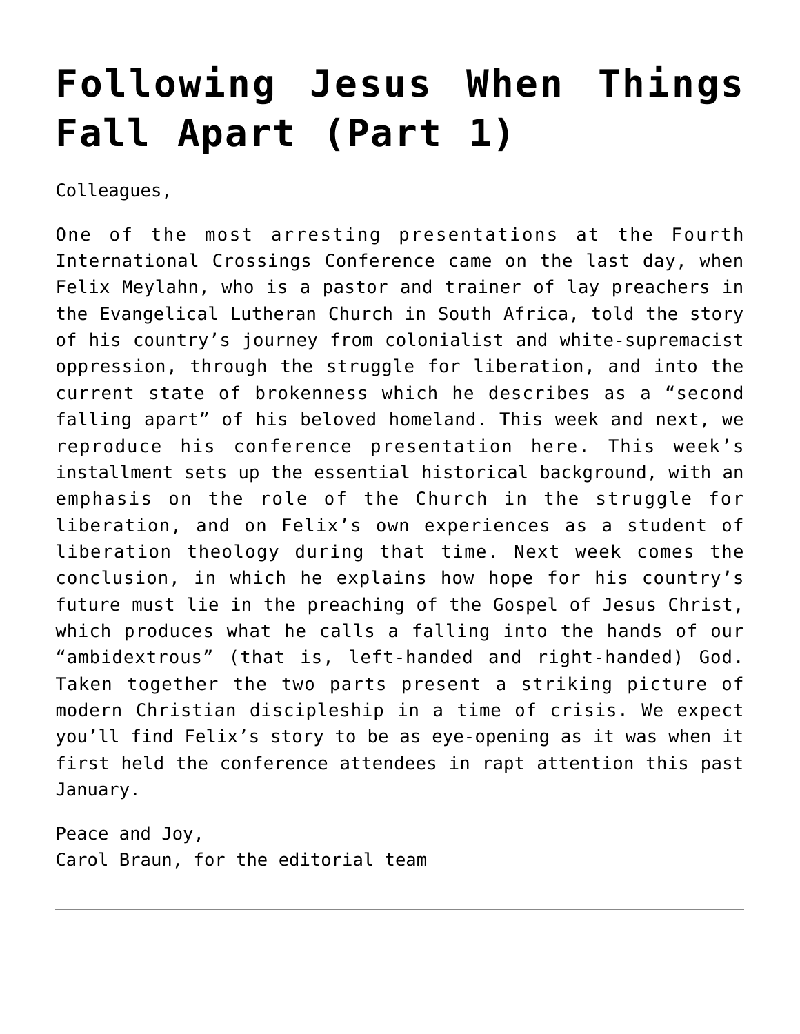# Following Jesus When Things Fall Apart (Part 1)

Colleagues,

One of the most arresting presentations at the Fourth International Crossings Conference came on the last day, when Felix Meylahn, who is a pastor and trainer of lay preachers in the Evangelical Lutheran Church in South Africa, told the story of his country's journey from colonialist and white-supremacist oppression, through the struggle for liberation, and into the current state of brokenness which he describes as a "second falling apart" of his beloved homeland. This week and next, we reproduce his conference presentation here. This week's installment sets up the essential historical background, with an emphasis on the role of the Church in the struggle for liberation, and on Felix's own experiences as a student of liberation theology during that time. Next week comes the conclusion, in which he explains how hope for his country's future must lie in the preaching of the Gospel of Jesus Christ, which produces what he calls a falling into the hands of our "ambidextrous" (that is, left-handed and right-handed) God. Taken together the two parts present a striking picture of modern Christian discipleship in a time of crisis. We expect you'll find Felix's story to be as eye-opening as it was when it first held the conference attendees in rapt attention this past January.

Peace and Joy,
Carol Braun, for the editorial team

---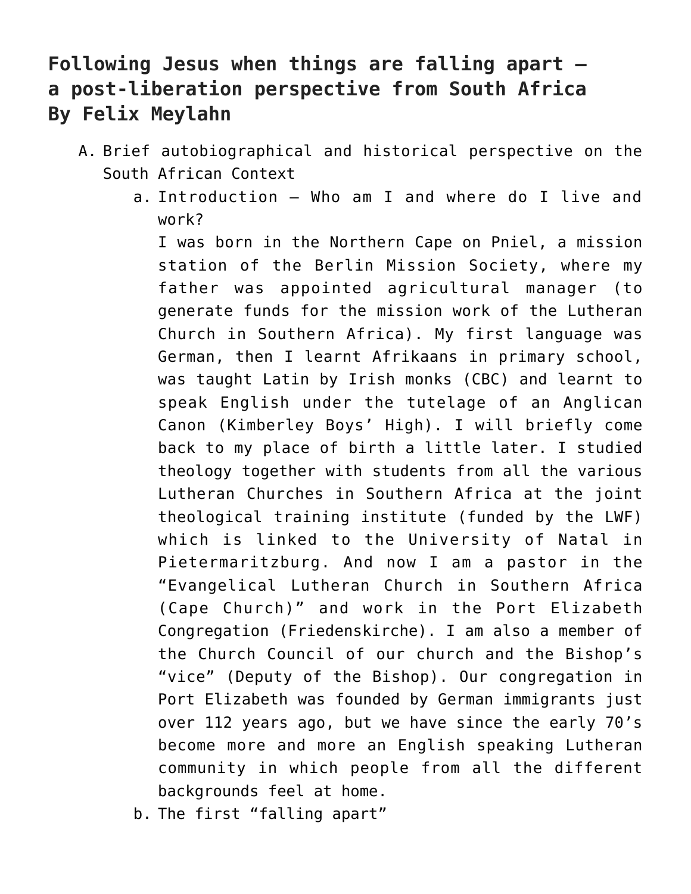## Following Jesus when things are falling apart – a post-liberation perspective from South Africa By Felix Meylahn

A. Brief autobiographical and historical perspective on the South African Context

   a. Introduction – Who am I and where do I live and work?

      I was born in the Northern Cape on Pniel, a mission station of the Berlin Mission Society, where my father was appointed agricultural manager (to generate funds for the mission work of the Lutheran Church in Southern Africa). My first language was German, then I learnt Afrikaans in primary school, was taught Latin by Irish monks (CBC) and learnt to speak English under the tutelage of an Anglican Canon (Kimberley Boys' High). I will briefly come back to my place of birth a little later. I studied theology together with students from all the various Lutheran Churches in Southern Africa at the joint theological training institute (funded by the LWF) which is linked to the University of Natal in Pietermaritzburg. And now I am a pastor in the "Evangelical Lutheran Church in Southern Africa (Cape Church)" and work in the Port Elizabeth Congregation (Friedenskirche). I am also a member of the Church Council of our church and the Bishop's "vice" (Deputy of the Bishop). Our congregation in Port Elizabeth was founded by German immigrants just over 112 years ago, but we have since the early 70's become more and more an English speaking Lutheran community in which people from all the different backgrounds feel at home.

   b. The first "falling apart"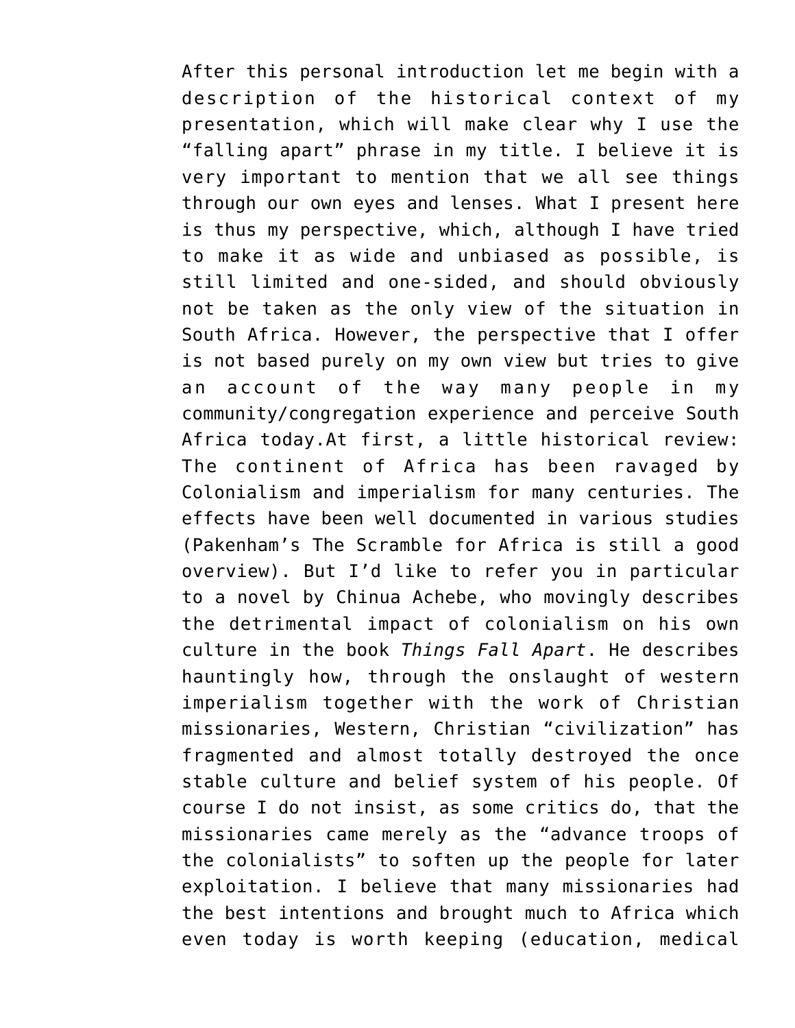After this personal introduction let me begin with a description of the historical context of my presentation, which will make clear why I use the "falling apart" phrase in my title. I believe it is very important to mention that we all see things through our own eyes and lenses. What I present here is thus my perspective, which, although I have tried to make it as wide and unbiased as possible, is still limited and one-sided, and should obviously not be taken as the only view of the situation in South Africa. However, the perspective that I offer is not based purely on my own view but tries to give an account of the way many people in my community/congregation experience and perceive South Africa today.At first, a little historical review: The continent of Africa has been ravaged by Colonialism and imperialism for many centuries. The effects have been well documented in various studies (Pakenham's The Scramble for Africa is still a good overview). But I'd like to refer you in particular to a novel by Chinua Achebe, who movingly describes the detrimental impact of colonialism on his own culture in the book *Things Fall Apart*. He describes hauntingly how, through the onslaught of western imperialism together with the work of Christian missionaries, Western, Christian "civilization" has fragmented and almost totally destroyed the once stable culture and belief system of his people. Of course I do not insist, as some critics do, that the missionaries came merely as the "advance troops of the colonialists" to soften up the people for later exploitation. I believe that many missionaries had the best intentions and brought much to Africa which even today is worth keeping (education, medical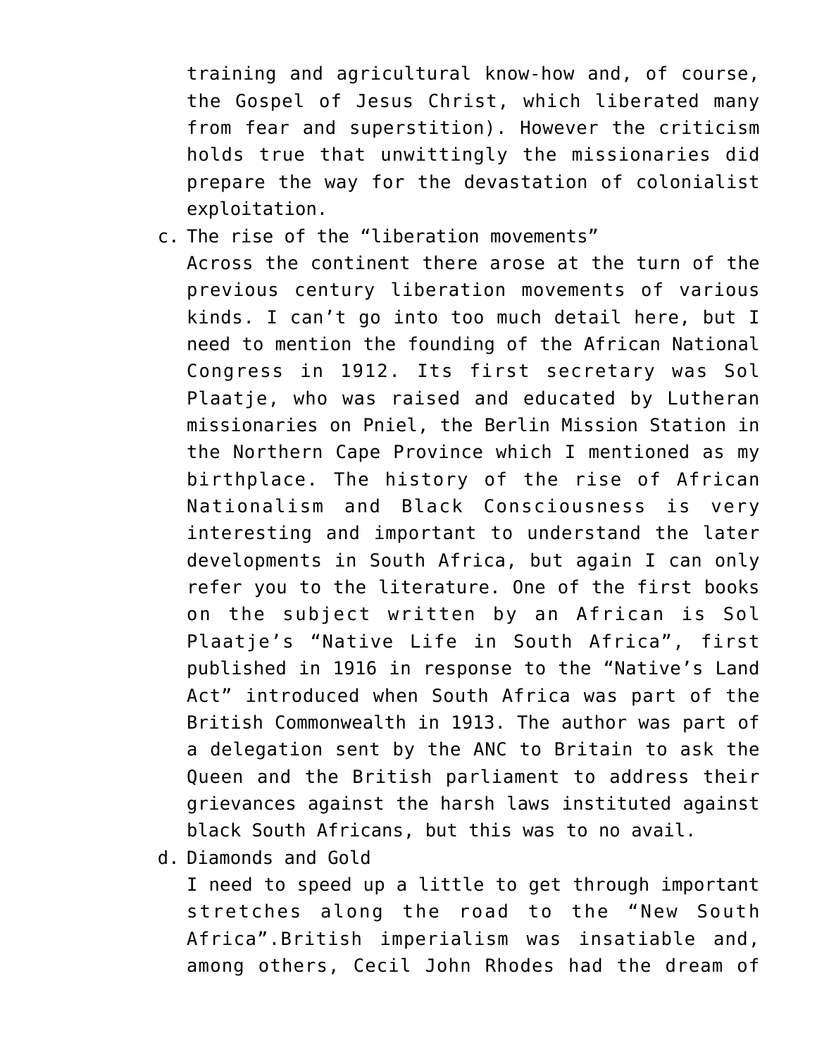training and agricultural know-how and, of course, the Gospel of Jesus Christ, which liberated many from fear and superstition). However the criticism holds true that unwittingly the missionaries did prepare the way for the devastation of colonialist exploitation.

c. The rise of the “liberation movements”
   Across the continent there arose at the turn of the previous century liberation movements of various kinds. I can’t go into too much detail here, but I need to mention the founding of the African National Congress in 1912. Its first secretary was Sol Plaatje, who was raised and educated by Lutheran missionaries on Pniel, the Berlin Mission Station in the Northern Cape Province which I mentioned as my birthplace. The history of the rise of African Nationalism and Black Consciousness is very interesting and important to understand the later developments in South Africa, but again I can only refer you to the literature. One of the first books on the subject written by an African is Sol Plaatje’s “Native Life in South Africa”, first published in 1916 in response to the “Native’s Land Act” introduced when South Africa was part of the British Commonwealth in 1913. The author was part of a delegation sent by the ANC to Britain to ask the Queen and the British parliament to address their grievances against the harsh laws instituted against black South Africans, but this was to no avail.

d. Diamonds and Gold
   I need to speed up a little to get through important stretches along the road to the “New South Africa”.British imperialism was insatiable and, among others, Cecil John Rhodes had the dream of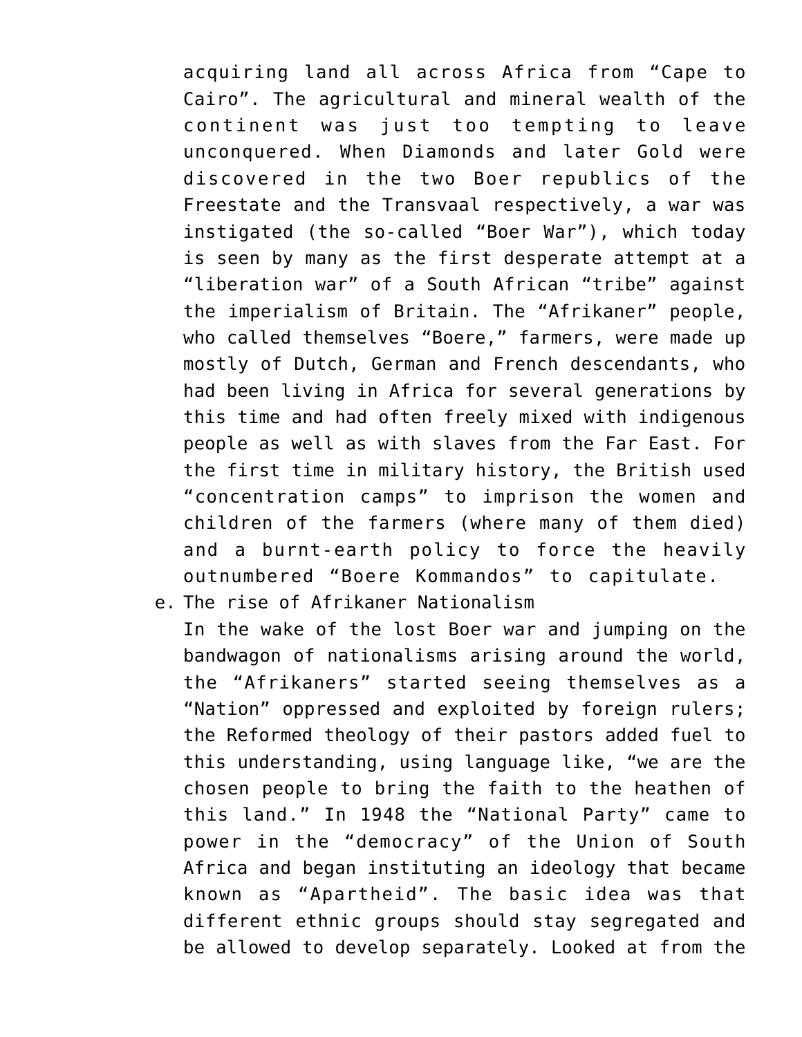acquiring land all across Africa from “Cape to Cairo”. The agricultural and mineral wealth of the continent was just too tempting to leave unconquered. When Diamonds and later Gold were discovered in the two Boer republics of the Freestate and the Transvaal respectively, a war was instigated (the so-called “Boer War”), which today is seen by many as the first desperate attempt at a “liberation war” of a South African “tribe” against the imperialism of Britain. The “Afrikaner” people, who called themselves “Boere,” farmers, were made up mostly of Dutch, German and French descendants, who had been living in Africa for several generations by this time and had often freely mixed with indigenous people as well as with slaves from the Far East. For the first time in military history, the British used “concentration camps” to imprison the women and children of the farmers (where many of them died) and a burnt-earth policy to force the heavily outnumbered “Boere Kommandos” to capitulate.

e. The rise of Afrikaner Nationalism

In the wake of the lost Boer war and jumping on the bandwagon of nationalisms arising around the world, the “Afrikaners” started seeing themselves as a “Nation” oppressed and exploited by foreign rulers; the Reformed theology of their pastors added fuel to this understanding, using language like, “we are the chosen people to bring the faith to the heathen of this land.” In 1948 the “National Party” came to power in the “democracy” of the Union of South Africa and began instituting an ideology that became known as “Apartheid”. The basic idea was that different ethnic groups should stay segregated and be allowed to develop separately. Looked at from the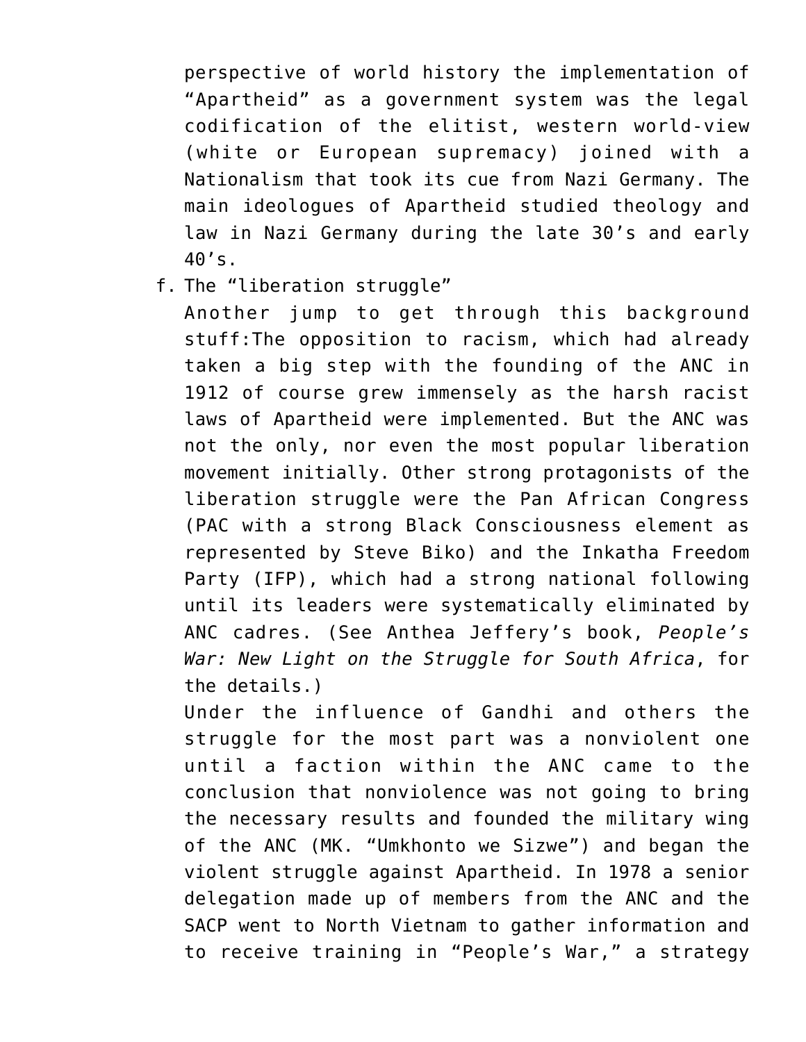perspective of world history the implementation of "Apartheid" as a government system was the legal codification of the elitist, western world-view (white or European supremacy) joined with a Nationalism that took its cue from Nazi Germany. The main ideologues of Apartheid studied theology and law in Nazi Germany during the late 30's and early 40's.

f. The "liberation struggle"

   Another jump to get through this background stuff:The opposition to racism, which had already taken a big step with the founding of the ANC in 1912 of course grew immensely as the harsh racist laws of Apartheid were implemented. But the ANC was not the only, nor even the most popular liberation movement initially. Other strong protagonists of the liberation struggle were the Pan African Congress (PAC with a strong Black Consciousness element as represented by Steve Biko) and the Inkatha Freedom Party (IFP), which had a strong national following until its leaders were systematically eliminated by ANC cadres. (See Anthea Jeffery's book, *People's War: New Light on the Struggle for South Africa*, for the details.)

   Under the influence of Gandhi and others the struggle for the most part was a nonviolent one until a faction within the ANC came to the conclusion that nonviolence was not going to bring the necessary results and founded the military wing of the ANC (MK. "Umkhonto we Sizwe") and began the violent struggle against Apartheid. In 1978 a senior delegation made up of members from the ANC and the SACP went to North Vietnam to gather information and to receive training in "People's War," a strategy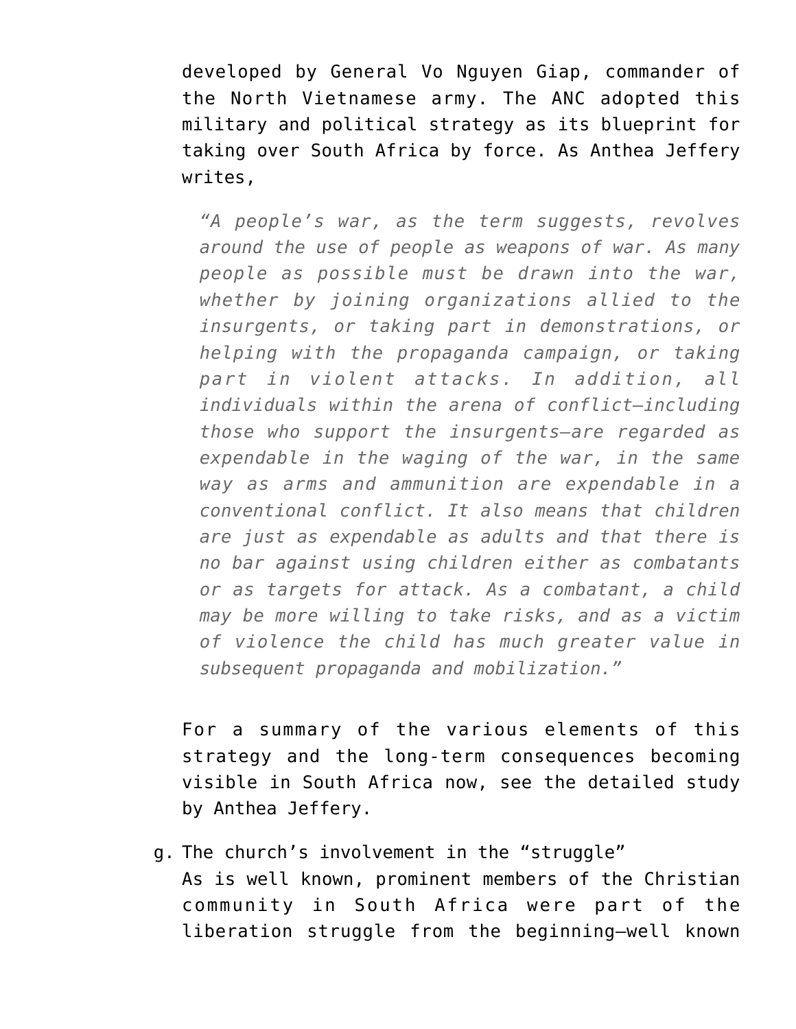developed by General Vo Nguyen Giap, commander of the North Vietnamese army. The ANC adopted this military and political strategy as its blueprint for taking over South Africa by force. As Anthea Jeffery writes,

> *“A people’s war, as the term suggests, revolves around the use of people as weapons of war. As many people as possible must be drawn into the war, whether by joining organizations allied to the insurgents, or taking part in demonstrations, or helping with the propaganda campaign, or taking part in violent attacks. In addition, all individuals within the arena of conflict—including those who support the insurgents—are regarded as expendable in the waging of the war, in the same way as arms and ammunition are expendable in a conventional conflict. It also means that children are just as expendable as adults and that there is no bar against using children either as combatants or as targets for attack. As a combatant, a child may be more willing to take risks, and as a victim of violence the child has much greater value in subsequent propaganda and mobilization.”*

For a summary of the various elements of this strategy and the long-term consequences becoming visible in South Africa now, see the detailed study by Anthea Jeffery.

g. The church’s involvement in the “struggle”
As is well known, prominent members of the Christian community in South Africa were part of the liberation struggle from the beginning—well known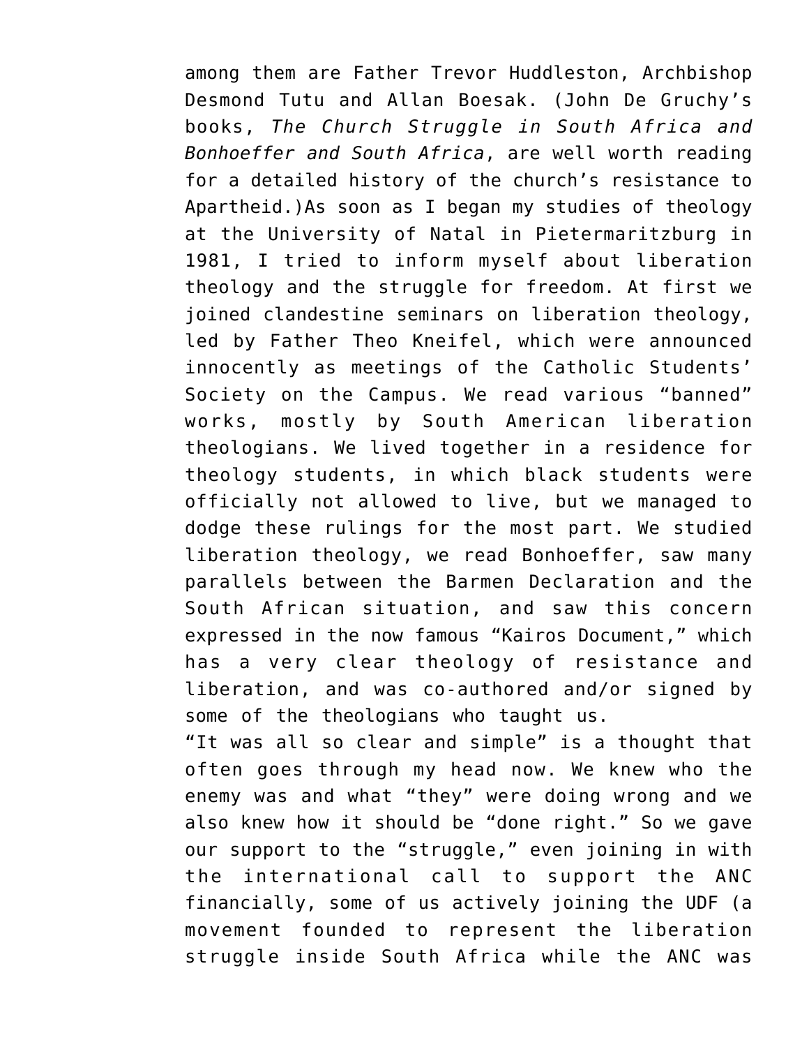among them are Father Trevor Huddleston, Archbishop Desmond Tutu and Allan Boesak. (John De Gruchy's books, *The Church Struggle in South Africa and Bonhoeffer and South Africa*, are well worth reading for a detailed history of the church's resistance to Apartheid.)As soon as I began my studies of theology at the University of Natal in Pietermaritzburg in 1981, I tried to inform myself about liberation theology and the struggle for freedom. At first we joined clandestine seminars on liberation theology, led by Father Theo Kneifel, which were announced innocently as meetings of the Catholic Students' Society on the Campus. We read various "banned" works, mostly by South American liberation theologians. We lived together in a residence for theology students, in which black students were officially not allowed to live, but we managed to dodge these rulings for the most part. We studied liberation theology, we read Bonhoeffer, saw many parallels between the Barmen Declaration and the South African situation, and saw this concern expressed in the now famous "Kairos Document," which has a very clear theology of resistance and liberation, and was co-authored and/or signed by some of the theologians who taught us.

"It was all so clear and simple" is a thought that often goes through my head now. We knew who the enemy was and what "they" were doing wrong and we also knew how it should be "done right." So we gave our support to the "struggle," even joining in with the international call to support the ANC financially, some of us actively joining the UDF (a movement founded to represent the liberation struggle inside South Africa while the ANC was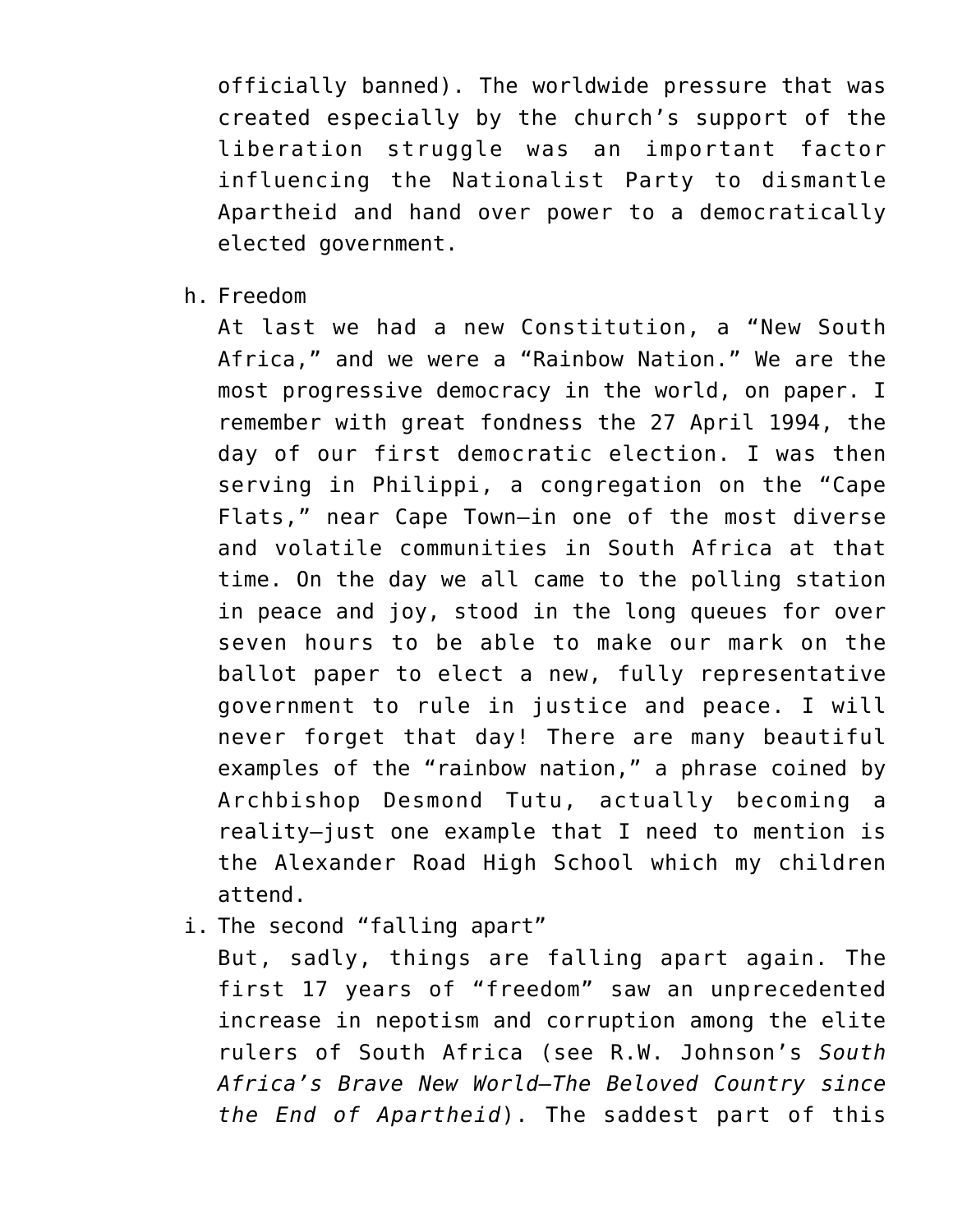officially banned). The worldwide pressure that was created especially by the church's support of the liberation struggle was an important factor influencing the Nationalist Party to dismantle Apartheid and hand over power to a democratically elected government.

h. Freedom
   At last we had a new Constitution, a "New South Africa," and we were a "Rainbow Nation." We are the most progressive democracy in the world, on paper. I remember with great fondness the 27 April 1994, the day of our first democratic election. I was then serving in Philippi, a congregation on the "Cape Flats," near Cape Town—in one of the most diverse and volatile communities in South Africa at that time. On the day we all came to the polling station in peace and joy, stood in the long queues for over seven hours to be able to make our mark on the ballot paper to elect a new, fully representative government to rule in justice and peace. I will never forget that day! There are many beautiful examples of the "rainbow nation," a phrase coined by Archbishop Desmond Tutu, actually becoming a reality—just one example that I need to mention is the Alexander Road High School which my children attend.

i. The second "falling apart"
   But, sadly, things are falling apart again. The first 17 years of "freedom" saw an unprecedented increase in nepotism and corruption among the elite rulers of South Africa (see R.W. Johnson's *South Africa's Brave New World—The Beloved Country since the End of Apartheid*). The saddest part of this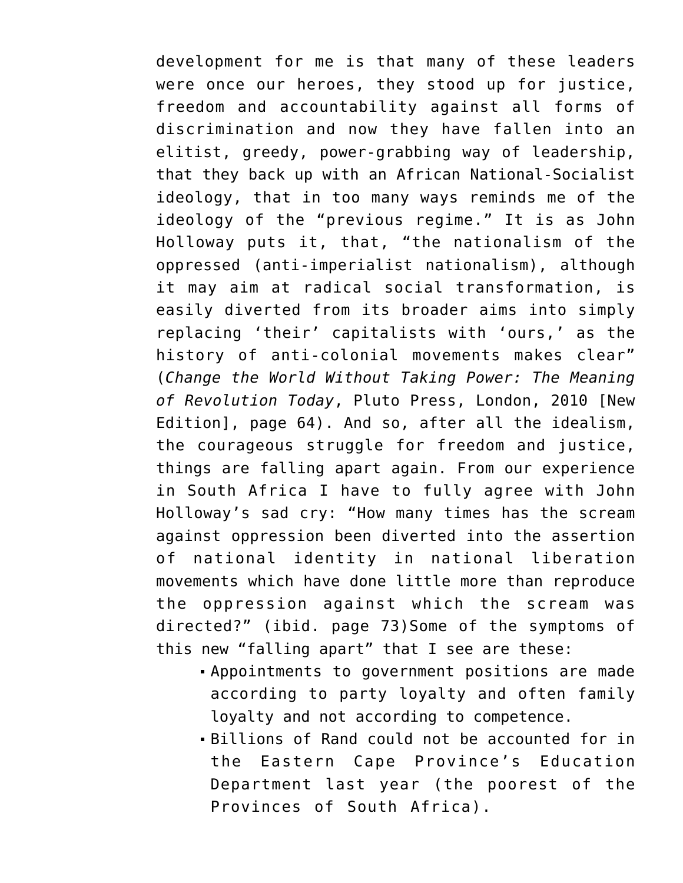development for me is that many of these leaders were once our heroes, they stood up for justice, freedom and accountability against all forms of discrimination and now they have fallen into an elitist, greedy, power-grabbing way of leadership, that they back up with an African National-Socialist ideology, that in too many ways reminds me of the ideology of the "previous regime." It is as John Holloway puts it, that, "the nationalism of the oppressed (anti-imperialist nationalism), although it may aim at radical social transformation, is easily diverted from its broader aims into simply replacing 'their' capitalists with 'ours,' as the history of anti-colonial movements makes clear" (*Change the World Without Taking Power: The Meaning of Revolution Today*, Pluto Press, London, 2010 [New Edition], page 64). And so, after all the idealism, the courageous struggle for freedom and justice, things are falling apart again. From our experience in South Africa I have to fully agree with John Holloway's sad cry: "How many times has the scream against oppression been diverted into the assertion of national identity in national liberation movements which have done little more than reproduce the oppression against which the scream was directed?" (ibid. page 73)Some of the symptoms of this new "falling apart" that I see are these:

- Appointments to government positions are made according to party loyalty and often family loyalty and not according to competence.
- Billions of Rand could not be accounted for in the Eastern Cape Province's Education Department last year (the poorest of the Provinces of South Africa).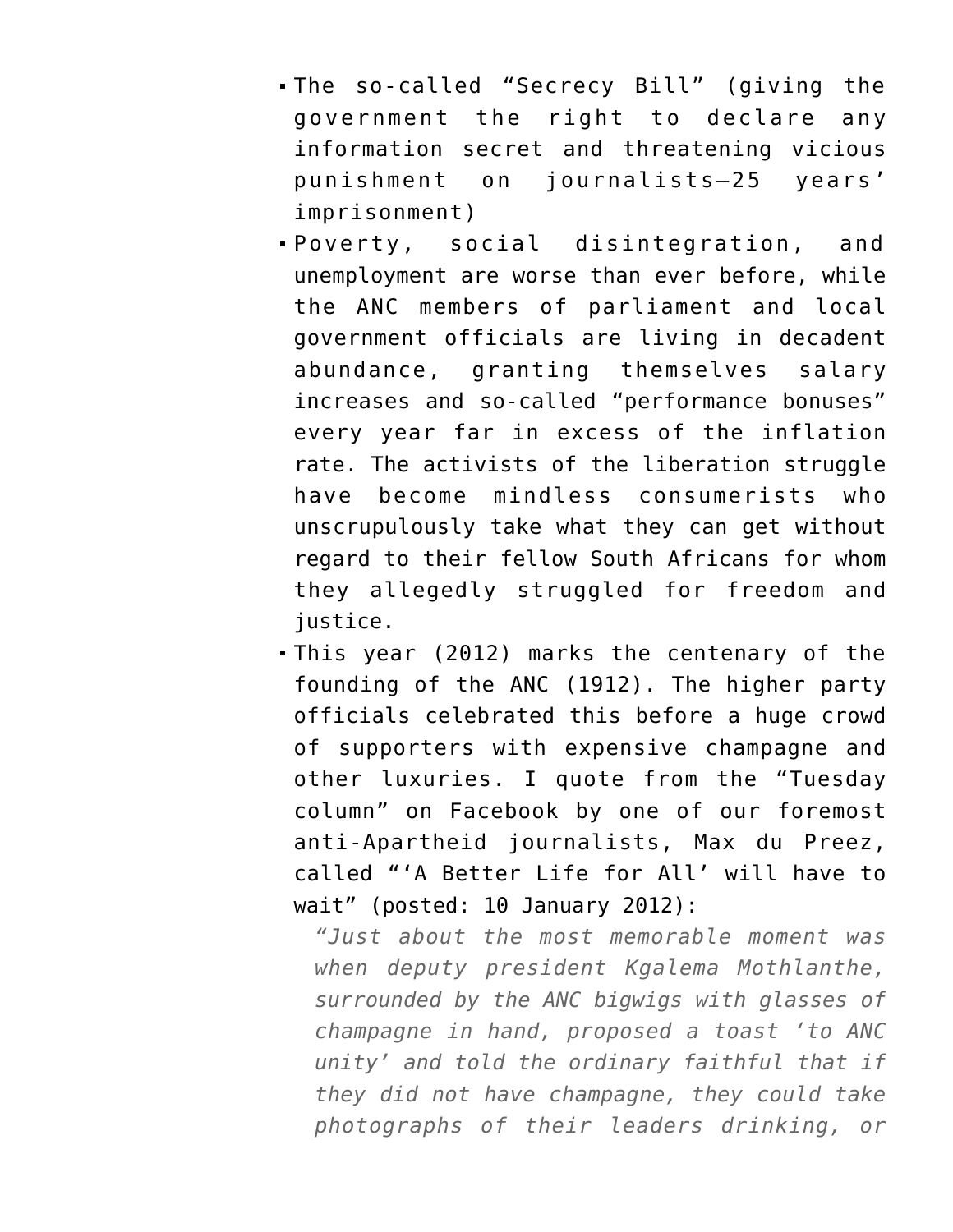- The so-called "Secrecy Bill" (giving the government the right to declare any information secret and threatening vicious punishment on journalists—25 years' imprisonment)
- Poverty, social disintegration, and unemployment are worse than ever before, while the ANC members of parliament and local government officials are living in decadent abundance, granting themselves salary increases and so-called "performance bonuses" every year far in excess of the inflation rate. The activists of the liberation struggle have become mindless consumerists who unscrupulously take what they can get without regard to their fellow South Africans for whom they allegedly struggled for freedom and justice.
- This year (2012) marks the centenary of the founding of the ANC (1912). The higher party officials celebrated this before a huge crowd of supporters with expensive champagne and other luxuries. I quote from the "Tuesday column" on Facebook by one of our foremost anti-Apartheid journalists, Max du Preez, called "'A Better Life for All' will have to wait" (posted: 10 January 2012):

  > *"Just about the most memorable moment was when deputy president Kgalema Mothlanthe, surrounded by the ANC bigwigs with glasses of champagne in hand, proposed a toast 'to ANC unity' and told the ordinary faithful that if they did not have champagne, they could take photographs of their leaders drinking, or*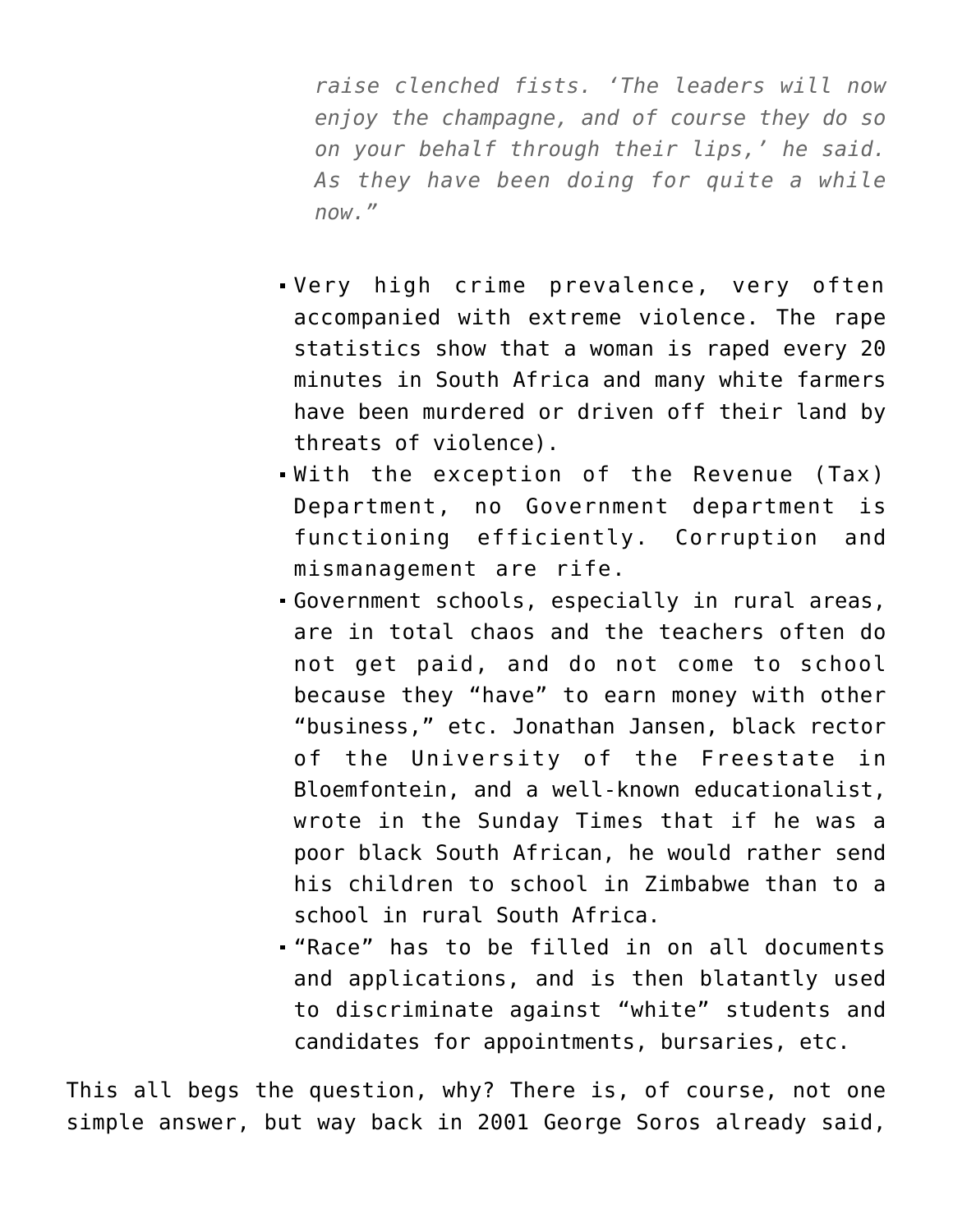*raise clenched fists. 'The leaders will now enjoy the champagne, and of course they do so on your behalf through their lips,' he said. As they have been doing for quite a while now."*

- Very high crime prevalence, very often accompanied with extreme violence. The rape statistics show that a woman is raped every 20 minutes in South Africa and many white farmers have been murdered or driven off their land by threats of violence).
- With the exception of the Revenue (Tax) Department, no Government department is functioning efficiently. Corruption and mismanagement are rife.
- Government schools, especially in rural areas, are in total chaos and the teachers often do not get paid, and do not come to school because they "have" to earn money with other "business," etc. Jonathan Jansen, black rector of the University of the Freestate in Bloemfontein, and a well-known educationalist, wrote in the Sunday Times that if he was a poor black South African, he would rather send his children to school in Zimbabwe than to a school in rural South Africa.
- "Race" has to be filled in on all documents and applications, and is then blatantly used to discriminate against "white" students and candidates for appointments, bursaries, etc.

This all begs the question, why? There is, of course, not one simple answer, but way back in 2001 George Soros already said,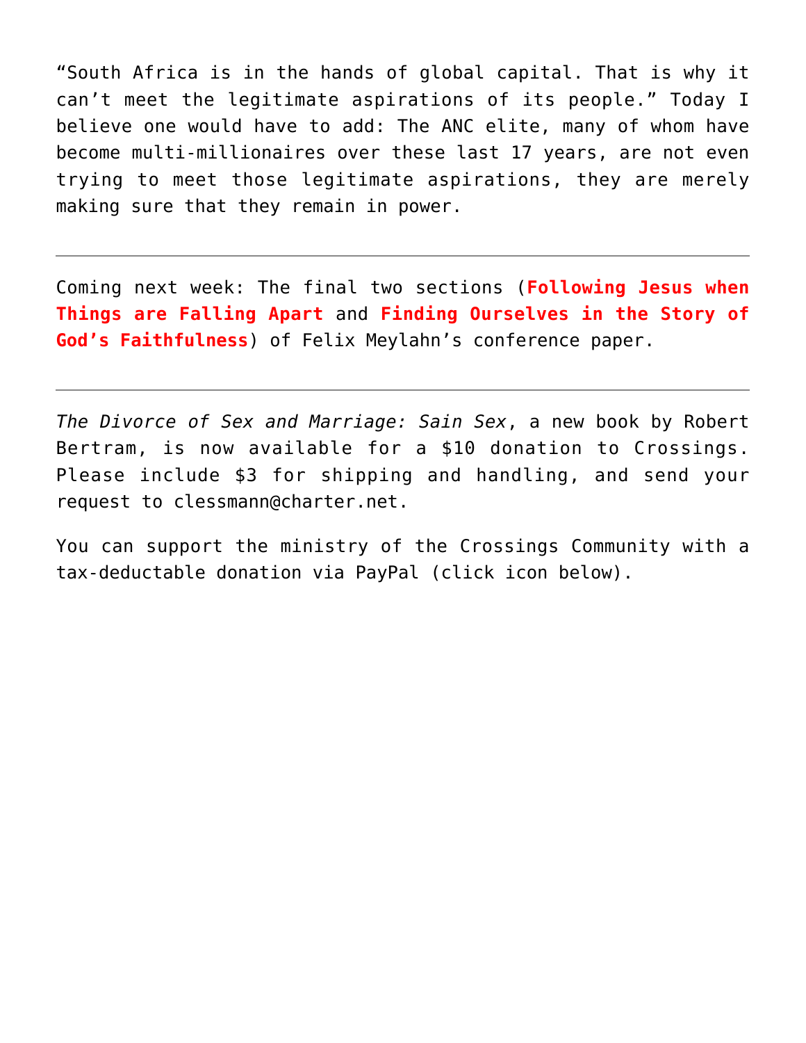“South Africa is in the hands of global capital. That is why it can’t meet the legitimate aspirations of its people.” Today I believe one would have to add: The ANC elite, many of whom have become multi-millionaires over these last 17 years, are not even trying to meet those legitimate aspirations, they are merely making sure that they remain in power.

---

Coming next week: The final two sections (**Following Jesus when Things are Falling Apart** and **Finding Ourselves in the Story of God’s Faithfulness**) of Felix Meylahn’s conference paper.

---

*The Divorce of Sex and Marriage: Sain Sex*, a new book by Robert Bertram, is now available for a $10 donation to Crossings. Please include $3 for shipping and handling, and send your request to clessmann@charter.net.

You can support the ministry of the Crossings Community with a tax-deductable donation via PayPal (click icon below).